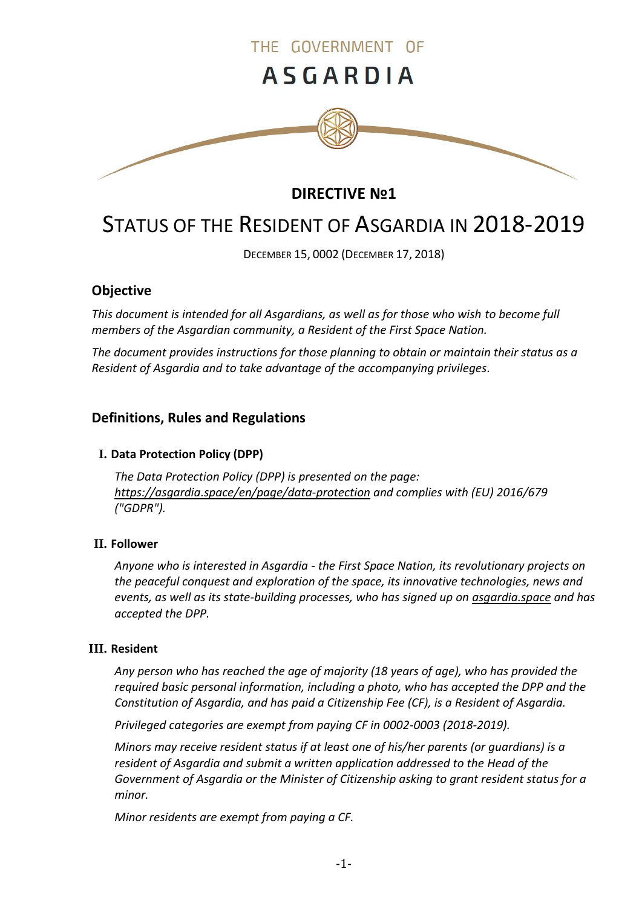THE GOVERNMENT OF

# ASGARDIA

## DIRECTIVE №1

# STATUS OF THE RESIDENT OF ASGARDIA IN 2018-2019

DECEMBER 15, 0002 (DECEMBER 17, 2018)

## Objective

*This document is intended for all Asgardians, as well as for those who wish to become full members of the Asgardian community, a Resident of the First Space Nation.*

*The document provides instructions for those planning to obtain or maintain their status as a Resident of Asgardia and to take advantage of the accompanying privileges.*

## Definitions, Rules and Regulations

### I. Data Protection Policy (DPP)

*The Data Protection Policy (DPP) is presented on the page: https://asgardia.space/en/page/data-protection and complies with (EU) 2016/679 ("GDPR").*

### II. Follower

*Anyone who is interested in Asgardia - the First Space Nation, its revolutionary projects on the peaceful conquest and exploration of the space, its innovative technologies, news and events, as well as its state-building processes, who has signed up on asgardia.space and has accepted the DPP.*

### III. Resident

*Any person who has reached the age of majority (18 years of age), who has provided the required basic personal information, including a photo, who has accepted the DPP and the Constitution of Asgardia, and has paid a Citizenship Fee (CF), is a Resident of Asgardia.*

*Privileged categories are exempt from paying CF in 0002-0003 (2018-2019).*

*Minors may receive resident status if at least one of his/her parents (or guardians) is a resident of Asgardia and submit a written application addressed to the Head of the Government of Asgardia or the Minister of Citizenship asking to grant resident status for a minor.*

*Minor residents are exempt from paying a CF.*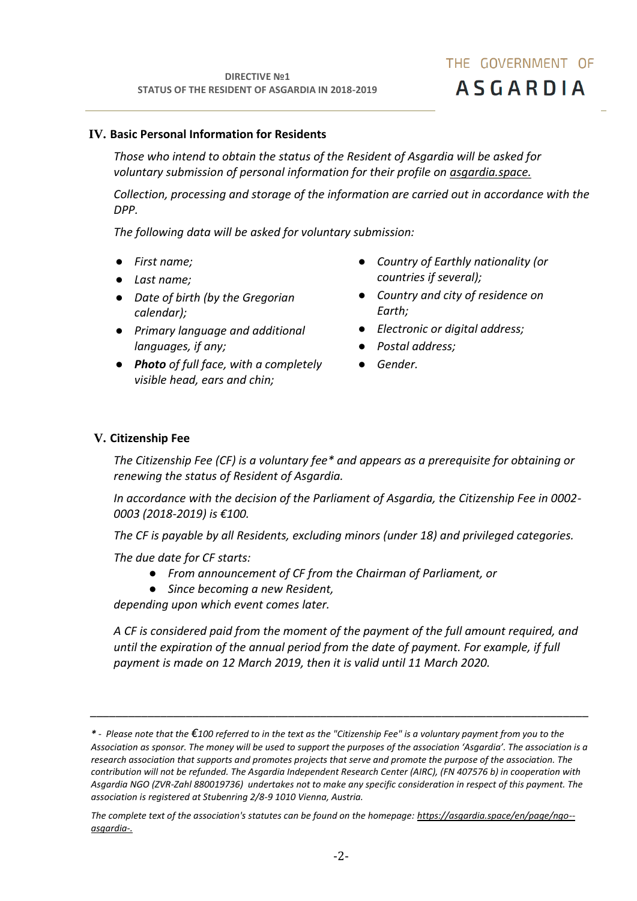## IV. Basic Personal Information for Residents

*Those who intend to obtain the status of the Resident of Asgardia will be asked for voluntary submission of personal information for their profile on asgardia.space.*

*Collection, processing and storage of the information are carried out in accordance with the DPP.*

*The following data will be asked for voluntary submission:*

- *First name;*
- *Last name;*
- *Date of birth (by the Gregorian calendar);*
- *Primary language and additional languages, if any;*
- ***Photo** of full face, with a completely visible head, ears and chin;*
- *Country of Earthly nationality (or countries if several);*
- *Country and city of residence on Earth;*
- *Electronic or digital address;*
- *Postal address;*
- *Gender.*

## V. Citizenship Fee

*The Citizenship Fee (CF) is a voluntary fee* and appears as a prerequisite for obtaining or renewing the status of Resident of Asgardia.*

*In accordance with the decision of the Parliament of Asgardia, the Citizenship Fee in 0002-0003 (2018-2019) is €100.*

*The CF is payable by all Residents, excluding minors (under 18) and privileged categories.*

*The due date for CF starts:*

- *From announcement of CF from the Chairman of Parliament, or*
- *Since becoming a new Resident,*

*depending upon which event comes later.*

*A CF is considered paid from the moment of the payment of the full amount required, and until the expiration of the annual period from the date of payment. For example, if full payment is made on 12 March 2019, then it is valid until 11 March 2020.*

---

***** - *Please note that the €100 referred to in the text as the "Citizenship Fee" is a voluntary payment from you to the Association as sponsor. The money will be used to support the purposes of the association 'Asgardia'. The association is a research association that supports and promotes projects that serve and promote the purpose of the association. The contribution will not be refunded. The Asgardia Independent Research Center (AIRC), (FN 407576 b) in cooperation with Asgardia NGO (ZVR-Zahl 880019736) undertakes not to make any specific consideration in respect of this payment. The association is registered at Stubenring 2/8-9 1010 Vienna, Austria.*

*The complete text of the association's statutes can be found on the homepage: https://asgardia.space/en/page/ngo--asgardia-.*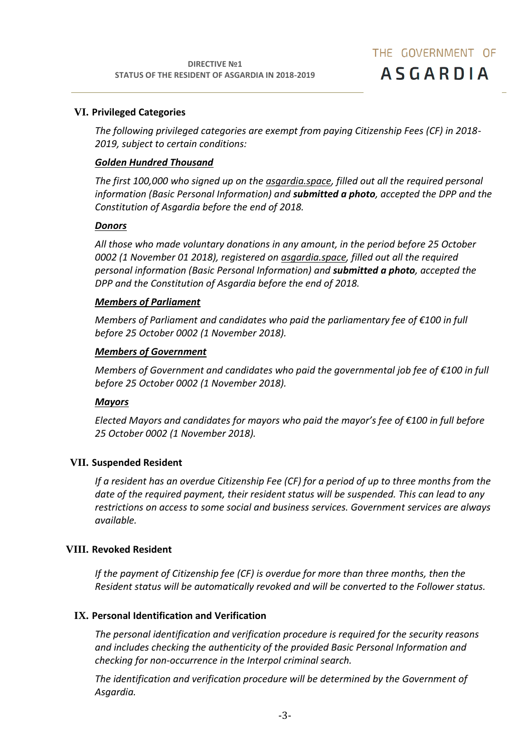## VI. Privileged Categories

*The following privileged categories are exempt from paying Citizenship Fees (CF) in 2018-2019, subject to certain conditions:*

***Golden Hundred Thousand***

*The first 100,000 who signed up on the asgardia.space, filled out all the required personal information (Basic Personal Information) and **submitted a photo**, accepted the DPP and the Constitution of Asgardia before the end of 2018.*

***Donors***

*All those who made voluntary donations in any amount, in the period before 25 October 0002 (1 November 01 2018), registered on asgardia.space, filled out all the required personal information (Basic Personal Information) and **submitted a photo**, accepted the DPP and the Constitution of Asgardia before the end of 2018.*

***Members of Parliament***

*Members of Parliament and candidates who paid the parliamentary fee of €100 in full before 25 October 0002 (1 November 2018).*

***Members of Government***

*Members of Government and candidates who paid the governmental job fee of €100 in full before 25 October 0002 (1 November 2018).*

***Mayors***

*Elected Mayors and candidates for mayors who paid the mayor's fee of €100 in full before 25 October 0002 (1 November 2018).*

## VII. Suspended Resident

*If a resident has an overdue Citizenship Fee (CF) for a period of up to three months from the date of the required payment, their resident status will be suspended. This can lead to any restrictions on access to some social and business services. Government services are always available.*

## VIII. Revoked Resident

*If the payment of Citizenship fee (CF) is overdue for more than three months, then the Resident status will be automatically revoked and will be converted to the Follower status.*

## IX. Personal Identification and Verification

*The personal identification and verification procedure is required for the security reasons and includes checking the authenticity of the provided Basic Personal Information and checking for non-occurrence in the Interpol criminal search.*

*The identification and verification procedure will be determined by the Government of Asgardia.*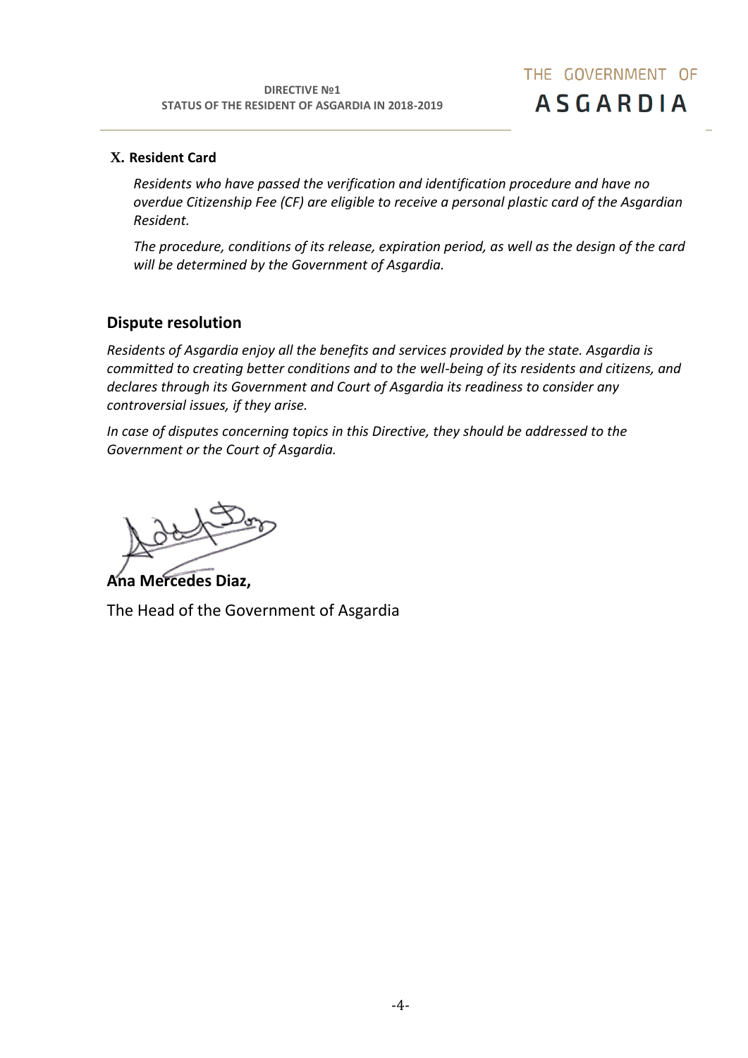### X. Resident Card

*Residents who have passed the verification and identification procedure and have no overdue Citizenship Fee (CF) are eligible to receive a personal plastic card of the Asgardian Resident.*

*The procedure, conditions of its release, expiration period, as well as the design of the card will be determined by the Government of Asgardia.*

## Dispute resolution

*Residents of Asgardia enjoy all the benefits and services provided by the state. Asgardia is committed to creating better conditions and to the well-being of its residents and citizens, and declares through its Government and Court of Asgardia its readiness to consider any controversial issues, if they arise.*

*In case of disputes concerning topics in this Directive, they should be addressed to the Government or the Court of Asgardia.*

**Ana Mercedes Diaz,**

The Head of the Government of Asgardia